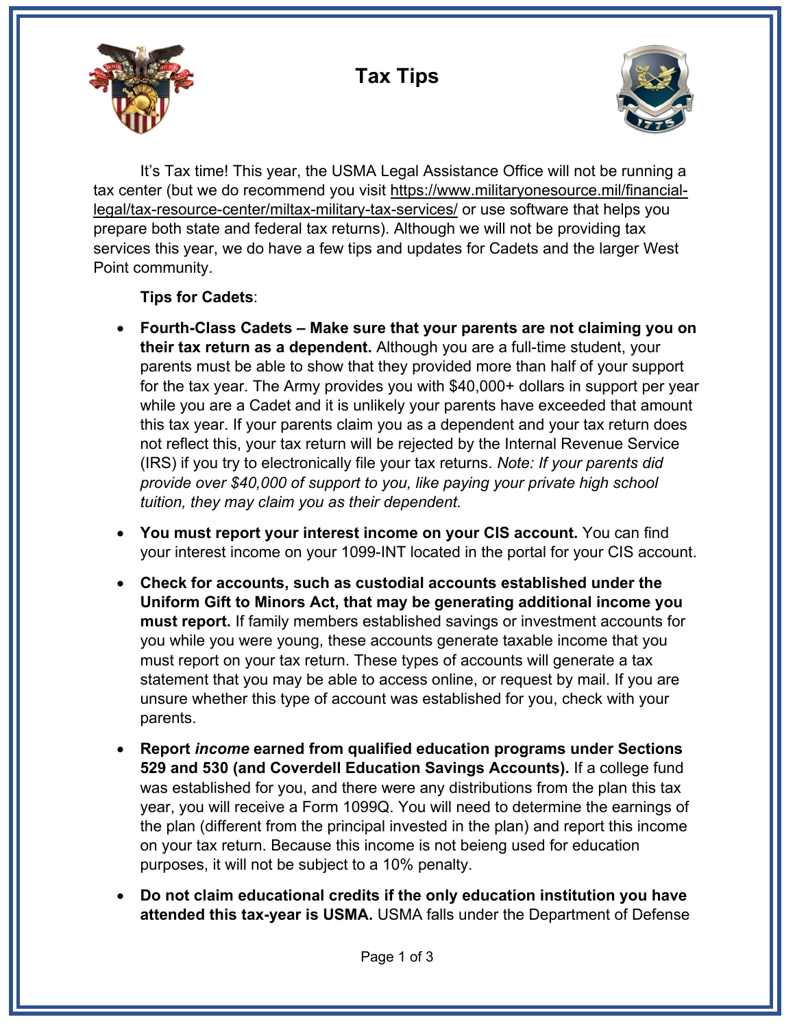# Tax Tips

It's Tax time! This year, the USMA Legal Assistance Office will not be running a tax center (but we do recommend you visit https://www.militaryonesource.mil/financial-legal/tax-resource-center/miltax-military-tax-services/ or use software that helps you prepare both state and federal tax returns). Although we will not be providing tax services this year, we do have a few tips and updates for Cadets and the larger West Point community.

**Tips for Cadets**:

- **Fourth-Class Cadets – Make sure that your parents are not claiming you on their tax return as a dependent.** Although you are a full-time student, your parents must be able to show that they provided more than half of your support for the tax year. The Army provides you with $40,000+ dollars in support per year while you are a Cadet and it is unlikely your parents have exceeded that amount this tax year. If your parents claim you as a dependent and your tax return does not reflect this, your tax return will be rejected by the Internal Revenue Service (IRS) if you try to electronically file your tax returns. *Note: If your parents did provide over $40,000 of support to you, like paying your private high school tuition, they may claim you as their dependent.*
- **You must report your interest income on your CIS account.** You can find your interest income on your 1099-INT located in the portal for your CIS account.
- **Check for accounts, such as custodial accounts established under the Uniform Gift to Minors Act, that may be generating additional income you must report.** If family members established savings or investment accounts for you while you were young, these accounts generate taxable income that you must report on your tax return. These types of accounts will generate a tax statement that you may be able to access online, or request by mail. If you are unsure whether this type of account was established for you, check with your parents.
- **Report *income* earned from qualified education programs under Sections 529 and 530 (and Coverdell Education Savings Accounts).** If a college fund was established for you, and there were any distributions from the plan this tax year, you will receive a Form 1099Q. You will need to determine the earnings of the plan (different from the principal invested in the plan) and report this income on your tax return. Because this income is not beieng used for education purposes, it will not be subject to a 10% penalty.
- **Do not claim educational credits if the only education institution you have attended this tax-year is USMA.** USMA falls under the Department of Defense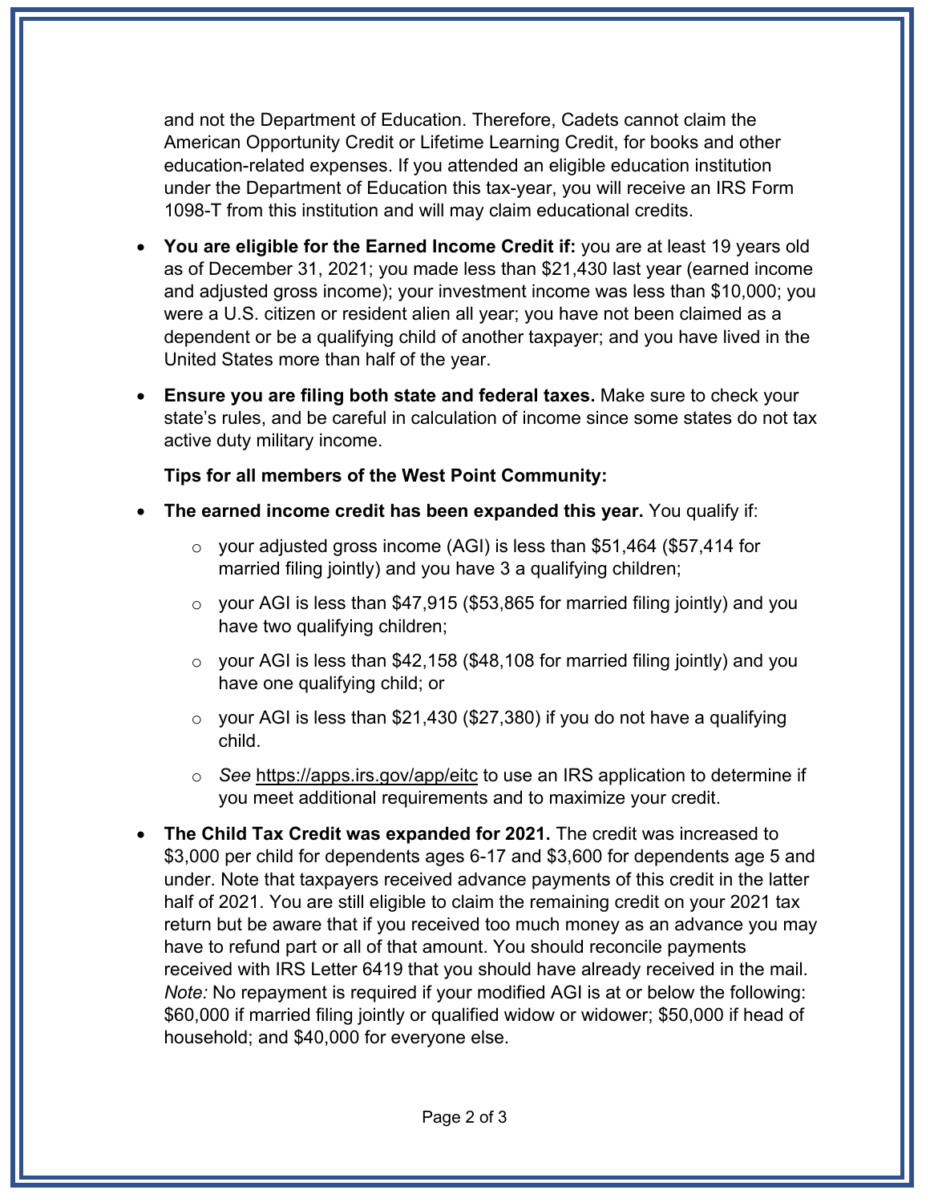and not the Department of Education. Therefore, Cadets cannot claim the American Opportunity Credit or Lifetime Learning Credit, for books and other education-related expenses. If you attended an eligible education institution under the Department of Education this tax-year, you will receive an IRS Form 1098-T from this institution and will may claim educational credits.

- **You are eligible for the Earned Income Credit if:** you are at least 19 years old as of December 31, 2021; you made less than $21,430 last year (earned income and adjusted gross income); your investment income was less than $10,000; you were a U.S. citizen or resident alien all year; you have not been claimed as a dependent or be a qualifying child of another taxpayer; and you have lived in the United States more than half of the year.
- **Ensure you are filing both state and federal taxes.** Make sure to check your state's rules, and be careful in calculation of income since some states do not tax active duty military income.

**Tips for all members of the West Point Community:**

- **The earned income credit has been expanded this year.** You qualify if:
  - your adjusted gross income (AGI) is less than $51,464 ($57,414 for married filing jointly) and you have 3 a qualifying children;
  - your AGI is less than $47,915 ($53,865 for married filing jointly) and you have two qualifying children;
  - your AGI is less than $42,158 ($48,108 for married filing jointly) and you have one qualifying child; or
  - your AGI is less than $21,430 ($27,380) if you do not have a qualifying child.
  - *See* https://apps.irs.gov/app/eitc to use an IRS application to determine if you meet additional requirements and to maximize your credit.
- **The Child Tax Credit was expanded for 2021.** The credit was increased to $3,000 per child for dependents ages 6-17 and $3,600 for dependents age 5 and under. Note that taxpayers received advance payments of this credit in the latter half of 2021. You are still eligible to claim the remaining credit on your 2021 tax return but be aware that if you received too much money as an advance you may have to refund part or all of that amount. You should reconcile payments received with IRS Letter 6419 that you should have already received in the mail. *Note:* No repayment is required if your modified AGI is at or below the following: $60,000 if married filing jointly or qualified widow or widower; $50,000 if head of household; and $40,000 for everyone else.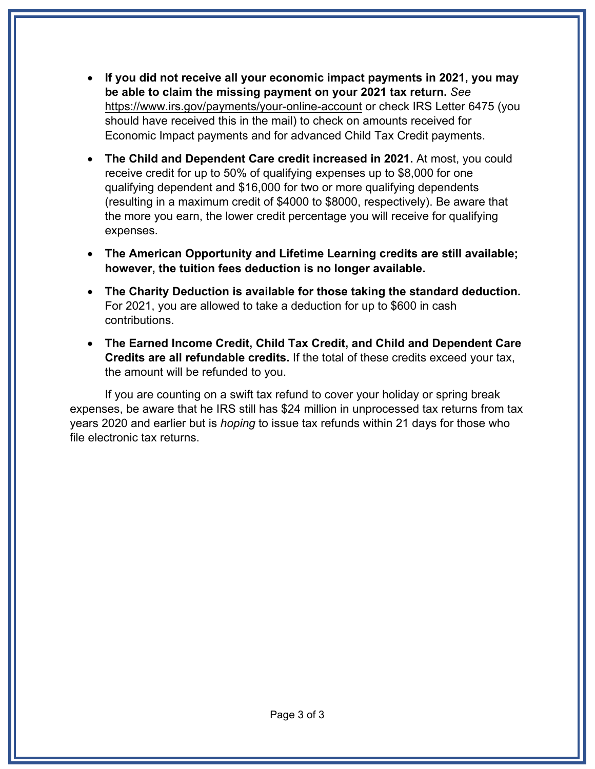- **If you did not receive all your economic impact payments in 2021, you may be able to claim the missing payment on your 2021 tax return.** *See* https://www.irs.gov/payments/your-online-account or check IRS Letter 6475 (you should have received this in the mail) to check on amounts received for Economic Impact payments and for advanced Child Tax Credit payments.

- **The Child and Dependent Care credit increased in 2021.** At most, you could receive credit for up to 50% of qualifying expenses up to $8,000 for one qualifying dependent and $16,000 for two or more qualifying dependents (resulting in a maximum credit of $4000 to $8000, respectively). Be aware that the more you earn, the lower credit percentage you will receive for qualifying expenses.

- **The American Opportunity and Lifetime Learning credits are still available; however, the tuition fees deduction is no longer available.**

- **The Charity Deduction is available for those taking the standard deduction.** For 2021, you are allowed to take a deduction for up to $600 in cash contributions.

- **The Earned Income Credit, Child Tax Credit, and Child and Dependent Care Credits are all refundable credits.** If the total of these credits exceed your tax, the amount will be refunded to you.

If you are counting on a swift tax refund to cover your holiday or spring break expenses, be aware that he IRS still has $24 million in unprocessed tax returns from tax years 2020 and earlier but is *hoping* to issue tax refunds within 21 days for those who file electronic tax returns.